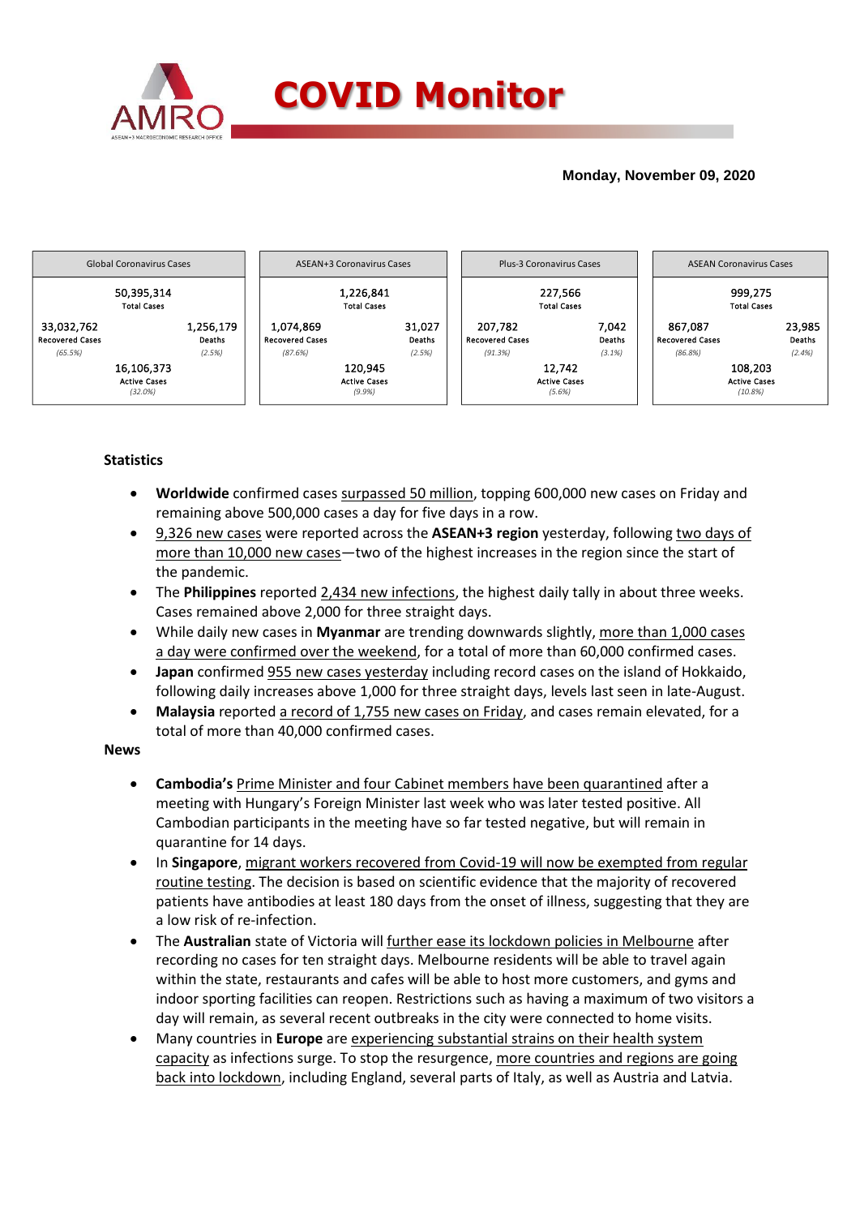# COVID Monitor

**Monday, November 09, 2020**

| Global Coronavirus Cases | |
|---|---|
| 50,395,314 Total Cases | |
| 33,032,762 Recovered Cases (65.5%) | 1,256,179 Deaths (2.5%) |
| 16,106,373 Active Cases (32.0%) | |

| ASEAN+3 Coronavirus Cases | |
|---|---|
| 1,226,841 Total Cases | |
| 1,074,869 Recovered Cases (87.6%) | 31,027 Deaths (2.5%) |
| 120,945 Active Cases (9.9%) | |

| Plus-3 Coronavirus Cases | |
|---|---|
| 227,566 Total Cases | |
| 207,782 Recovered Cases (91.3%) | 7,042 Deaths (3.1%) |
| 12,742 Active Cases (5.6%) | |

| ASEAN Coronavirus Cases | |
|---|---|
| 999,275 Total Cases | |
| 867,087 Recovered Cases (86.8%) | 23,985 Deaths (2.4%) |
| 108,203 Active Cases (10.8%) | |

## Statistics

- **Worldwide** confirmed cases surpassed 50 million, topping 600,000 new cases on Friday and remaining above 500,000 cases a day for five days in a row.
- 9,326 new cases were reported across the **ASEAN+3 region** yesterday, following two days of more than 10,000 new cases—two of the highest increases in the region since the start of the pandemic.
- The **Philippines** reported 2,434 new infections, the highest daily tally in about three weeks. Cases remained above 2,000 for three straight days.
- While daily new cases in **Myanmar** are trending downwards slightly, more than 1,000 cases a day were confirmed over the weekend, for a total of more than 60,000 confirmed cases.
- **Japan** confirmed 955 new cases yesterday including record cases on the island of Hokkaido, following daily increases above 1,000 for three straight days, levels last seen in late-August.
- **Malaysia** reported a record of 1,755 new cases on Friday, and cases remain elevated, for a total of more than 40,000 confirmed cases.

## News

- **Cambodia's** Prime Minister and four Cabinet members have been quarantined after a meeting with Hungary's Foreign Minister last week who was later tested positive. All Cambodian participants in the meeting have so far tested negative, but will remain in quarantine for 14 days.
- In **Singapore**, migrant workers recovered from Covid-19 will now be exempted from regular routine testing. The decision is based on scientific evidence that the majority of recovered patients have antibodies at least 180 days from the onset of illness, suggesting that they are a low risk of re-infection.
- The **Australian** state of Victoria will further ease its lockdown policies in Melbourne after recording no cases for ten straight days. Melbourne residents will be able to travel again within the state, restaurants and cafes will be able to host more customers, and gyms and indoor sporting facilities can reopen. Restrictions such as having a maximum of two visitors a day will remain, as several recent outbreaks in the city were connected to home visits.
- Many countries in **Europe** are experiencing substantial strains on their health system capacity as infections surge. To stop the resurgence, more countries and regions are going back into lockdown, including England, several parts of Italy, as well as Austria and Latvia.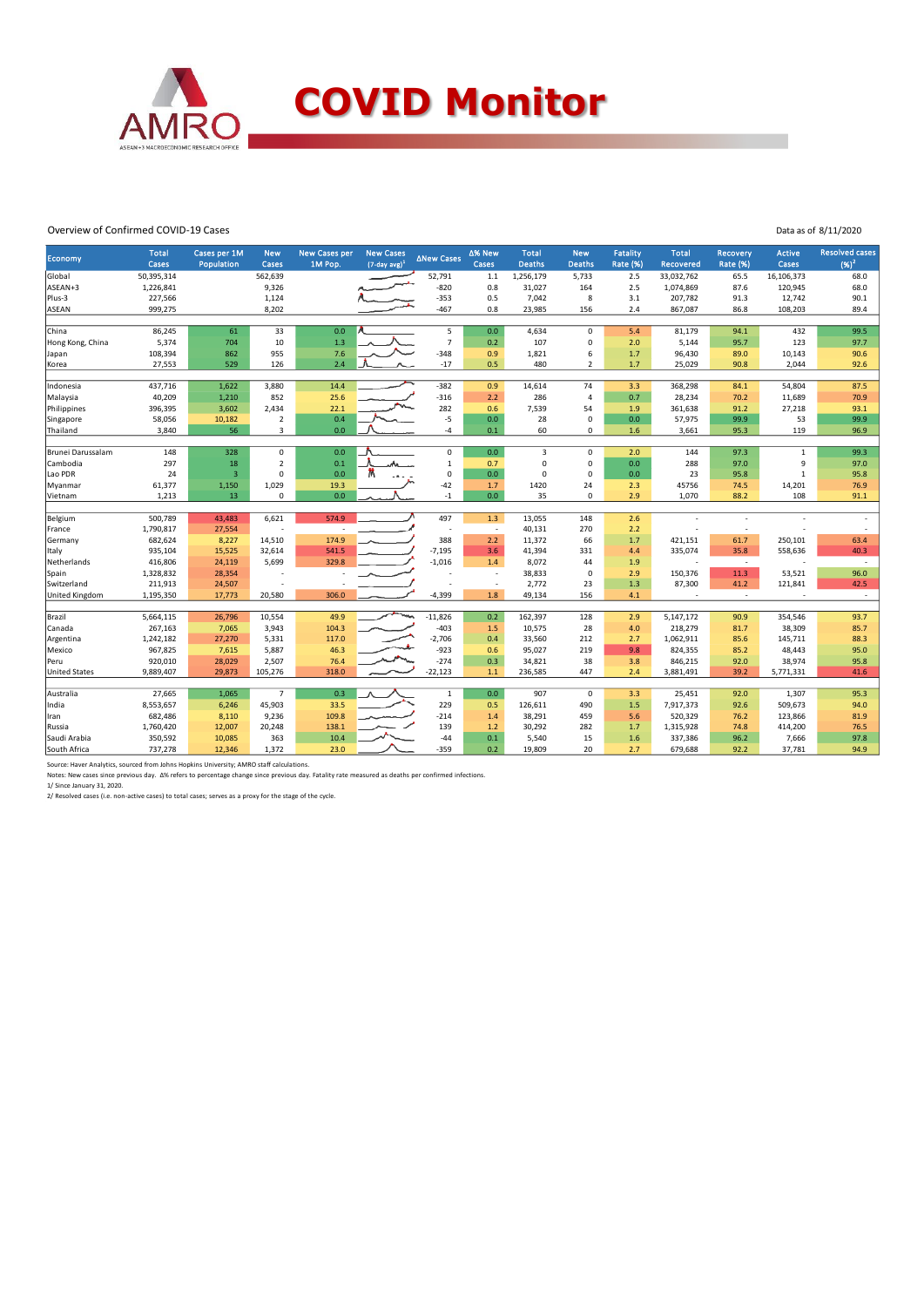# COVID Monitor

Overview of Confirmed COVID-19 Cases

Data as of 8/11/2020

| Economy | Total Cases | Cases per 1M Population | New Cases | New Cases per 1M Pop. | New Cases (7-day avg)[1] | ΔNew Cases | Δ% New Cases | Total Deaths | New Deaths | Fatality Rate (%) | Total Recovered | Recovery Rate (%) | Active Cases | Resolved cases (%)[2] |
|---|---|---|---|---|---|---|---|---|---|---|---|---|---|---|
| Global | 50,395,314 | | 562,639 | | | 52,791 | 1.1 | 1,256,179 | 5,733 | 2.5 | 33,032,762 | 65.5 | 16,106,373 | 68.0 |
| ASEAN+3 | 1,226,841 | | 9,326 | | | -820 | 0.8 | 31,027 | 164 | 2.5 | 1,074,869 | 87.6 | 120,945 | 68.0 |
| Plus-3 | 227,566 | | 1,124 | | | -353 | 0.5 | 7,042 | 8 | 3.1 | 207,782 | 91.3 | 12,742 | 90.1 |
| ASEAN | 999,275 | | 8,202 | | | -467 | 0.8 | 23,985 | 156 | 2.4 | 867,087 | 86.8 | 108,203 | 89.4 |
| | | | | | | | | | | | | | | |
| China | 86,245 | 61 | 33 | 0.0 | | 5 | 0.0 | 4,634 | 0 | 5.4 | 81,179 | 94.1 | 432 | 99.5 |
| Hong Kong, China | 5,374 | 704 | 10 | 1.3 | | 7 | 0.2 | 107 | 0 | 2.0 | 5,144 | 95.7 | 123 | 97.7 |
| Japan | 108,394 | 862 | 955 | 7.6 | | -348 | 0.9 | 1,821 | 6 | 1.7 | 96,430 | 89.0 | 10,143 | 90.6 |
| Korea | 27,553 | 529 | 126 | 2.4 | | -17 | 0.5 | 480 | 2 | 1.7 | 25,029 | 90.8 | 2,044 | 92.6 |
| | | | | | | | | | | | | | | |
| Indonesia | 437,716 | 1,622 | 3,880 | 14.4 | | -382 | 0.9 | 14,614 | 74 | 3.3 | 368,298 | 84.1 | 54,804 | 87.5 |
| Malaysia | 40,209 | 1,210 | 852 | 25.6 | | -316 | 2.2 | 286 | 4 | 0.7 | 28,234 | 70.2 | 11,689 | 70.9 |
| Philippines | 396,395 | 3,602 | 2,434 | 22.1 | | 282 | 0.6 | 7,539 | 54 | 1.9 | 361,638 | 91.2 | 27,218 | 93.1 |
| Singapore | 58,056 | 10,182 | 2 | 0.4 | | -5 | 0.0 | 28 | 0 | 0.0 | 57,975 | 99.9 | 53 | 99.9 |
| Thailand | 3,840 | 56 | 3 | 0.0 | | -4 | 0.1 | 60 | 0 | 1.6 | 3,661 | 95.3 | 119 | 96.9 |
| | | | | | | | | | | | | | | |
| Brunei Darussalam | 148 | 328 | 0 | 0.0 | | 0 | 0.0 | 3 | 0 | 2.0 | 144 | 97.3 | 1 | 99.3 |
| Cambodia | 297 | 18 | 2 | 0.1 | | 1 | 0.7 | 0 | 0 | 0.0 | 288 | 97.0 | 9 | 97.0 |
| Lao PDR | 24 | 3 | 0 | 0.0 | | 0 | 0.0 | 0 | 0 | 0.0 | 23 | 95.8 | 1 | 95.8 |
| Myanmar | 61,377 | 1,150 | 1,029 | 19.3 | | -42 | 1.7 | 1420 | 24 | 2.3 | 45756 | 74.5 | 14,201 | 76.9 |
| Vietnam | 1,213 | 13 | 0 | 0.0 | | -1 | 0.0 | 35 | 0 | 2.9 | 1,070 | 88.2 | 108 | 91.1 |
| | | | | | | | | | | | | | | |
| Belgium | 500,789 | 43,483 | 6,621 | 574.9 | | 497 | 1.3 | 13,055 | 148 | 2.6 | - | - | - | - |
| France | 1,790,817 | 27,554 | - | - | | - | - | 40,131 | 270 | 2.2 | - | - | - | - |
| Germany | 682,624 | 8,227 | 14,510 | 174.9 | | 388 | 2.2 | 11,372 | 66 | 1.7 | 421,151 | 61.7 | 250,101 | 63.4 |
| Italy | 935,104 | 15,525 | 32,614 | 541.5 | | -7,195 | 3.6 | 41,394 | 331 | 4.4 | 335,074 | 35.8 | 558,636 | 40.3 |
| Netherlands | 416,806 | 24,119 | 5,699 | 329.8 | | -1,016 | 1.4 | 8,072 | 44 | 1.9 | - | - | - | - |
| Spain | 1,328,832 | 28,354 | - | - | | - | - | 38,833 | 0 | 2.9 | 150,376 | 11.3 | 53,521 | 96.0 |
| Switzerland | 211,913 | 24,507 | - | - | | - | - | 2,772 | 23 | 1.3 | 87,300 | 41.2 | 121,841 | 42.5 |
| United Kingdom | 1,195,350 | 17,773 | 20,580 | 306.0 | | -4,399 | 1.8 | 49,134 | 156 | 4.1 | - | - | - | - |
| | | | | | | | | | | | | | | |
| Brazil | 5,664,115 | 26,796 | 10,554 | 49.9 | | -11,826 | 0.2 | 162,397 | 128 | 2.9 | 5,147,172 | 90.9 | 354,546 | 93.7 |
| Canada | 267,163 | 7,065 | 3,943 | 104.3 | | -403 | 1.5 | 10,575 | 28 | 4.0 | 218,279 | 81.7 | 38,309 | 85.7 |
| Argentina | 1,242,182 | 27,270 | 5,331 | 117.0 | | -2,706 | 0.4 | 33,560 | 212 | 2.7 | 1,062,911 | 85.6 | 145,711 | 88.3 |
| Mexico | 967,825 | 7,615 | 5,887 | 46.3 | | -923 | 0.6 | 95,027 | 219 | 9.8 | 824,355 | 85.2 | 48,443 | 95.0 |
| Peru | 920,010 | 28,029 | 2,507 | 76.4 | | -274 | 0.3 | 34,821 | 38 | 3.8 | 846,215 | 92.0 | 38,974 | 95.8 |
| United States | 9,889,407 | 29,873 | 105,276 | 318.0 | | -22,123 | 1.1 | 236,585 | 447 | 2.4 | 3,881,491 | 39.2 | 5,771,331 | 41.6 |
| | | | | | | | | | | | | | | |
| Australia | 27,665 | 1,065 | 7 | 0.3 | | 1 | 0.0 | 907 | 0 | 3.3 | 25,451 | 92.0 | 1,307 | 95.3 |
| India | 8,553,657 | 6,246 | 45,903 | 33.5 | | 229 | 0.5 | 126,611 | 490 | 1.5 | 7,917,373 | 92.6 | 509,673 | 94.0 |
| Iran | 682,486 | 8,110 | 9,236 | 109.8 | | -214 | 1.4 | 38,291 | 459 | 5.6 | 520,329 | 76.2 | 123,866 | 81.9 |
| Russia | 1,760,420 | 12,007 | 20,248 | 138.1 | | 139 | 1.2 | 30,292 | 282 | 1.7 | 1,315,928 | 74.8 | 414,200 | 76.5 |
| Saudi Arabia | 350,592 | 10,085 | 363 | 10.4 | | -44 | 0.1 | 5,540 | 15 | 1.6 | 337,386 | 96.2 | 7,666 | 97.8 |
| South Africa | 737,278 | 12,346 | 1,372 | 23.0 | | -359 | 0.2 | 19,809 | 20 | 2.7 | 679,688 | 92.2 | 37,781 | 94.9 |

Source: Haver Analytics, sourced from Johns Hopkins University; AMRO staff calculations.

Notes: New cases since previous day. Δ% refers to percentage change since previous day. Fatality rate measured as deaths per confirmed infections.

1/ Since January 31, 2020.

2/ Resolved cases (i.e. non-active cases) to total cases; serves as a proxy for the stage of the cycle.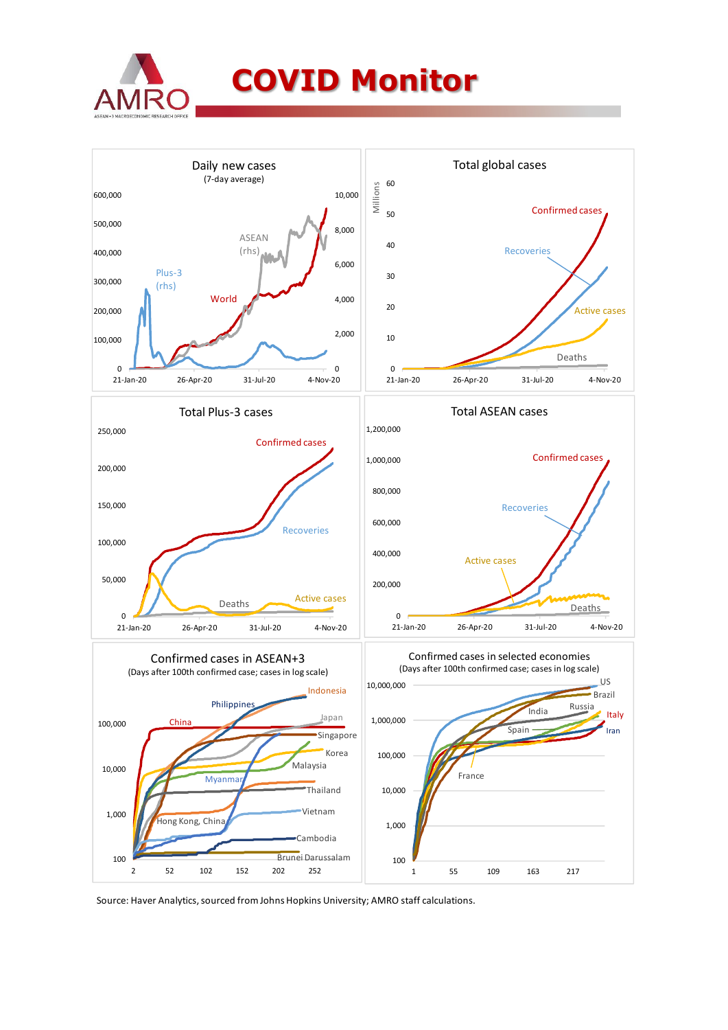# COVID Monitor

AMRO
ASEAN+3 MACROECONOMIC RESEARCH OFFICE

## Daily new cases

(7-day average)

600,000
500,000
400,000
300,000
200,000
100,000
0

10,000
8,000
6,000
4,000
2,000
0

ASEAN (rhs)
Plus-3 (rhs)
World

21-Jan-20
26-Apr-20
31-Jul-20
4-Nov-20

## Total global cases

Millions

60
50
40
30
20
10
0

Confirmed cases
Recoveries
Active cases
Deaths

21-Jan-20
26-Apr-20
31-Jul-20
4-Nov-20

## Total Plus-3 cases

250,000
200,000
150,000
100,000
50,000
0

Confirmed cases
Recoveries
Deaths
Active cases

21-Jan-20
26-Apr-20
31-Jul-20
4-Nov-20

## Total ASEAN cases

1,200,000
1,000,000
800,000
600,000
400,000
200,000
0

Confirmed cases
Recoveries
Active cases
Deaths

21-Jan-20
26-Apr-20
31-Jul-20
4-Nov-20

## Confirmed cases in ASEAN+3

(Days after 100th confirmed case; cases in log scale)

100,000
10,000
1,000
100

Indonesia
Philippines
China
Japan
Singapore
Korea
Malaysia
Myanmar
Thailand
Vietnam
Hong Kong, China
Cambodia
Brunei Darussalam

2
52
102
152
202
252

## Confirmed cases in selected economies

(Days after 100th confirmed case; cases in log scale)

10,000,000
1,000,000
100,000
10,000
1,000
100

US
Brazil
India
Russia
Italy
Iran
Spain
France

1
55
109
163
217

Source: Haver Analytics, sourced from Johns Hopkins University; AMRO staff calculations.